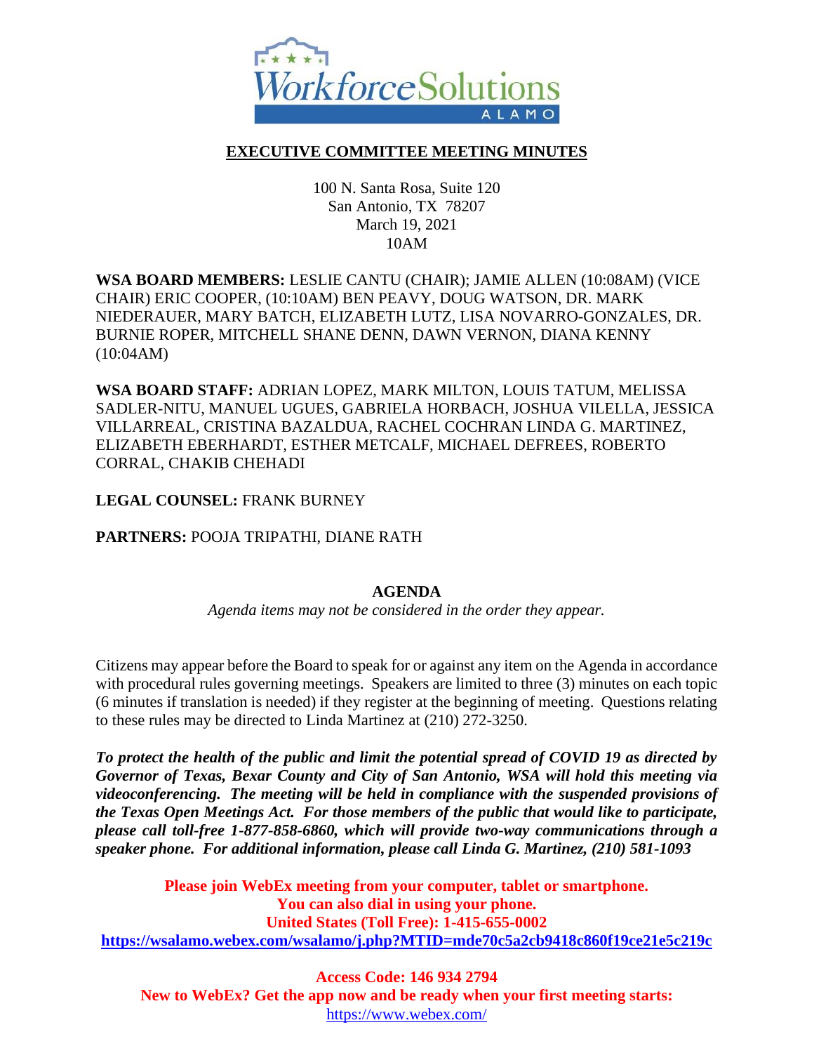# EXECUTIVE COMMITTEE MEETING MINUTES

100 N. Santa Rosa, Suite 120
San Antonio, TX 78207
March 19, 2021
10AM

**WSA BOARD MEMBERS:** LESLIE CANTU (CHAIR); JAMIE ALLEN (10:08AM) (VICE CHAIR) ERIC COOPER, (10:10AM) BEN PEAVY, DOUG WATSON, DR. MARK NIEDERAUER, MARY BATCH, ELIZABETH LUTZ, LISA NOVARRO-GONZALES, DR. BURNIE ROPER, MITCHELL SHANE DENN, DAWN VERNON, DIANA KENNY (10:04AM)

**WSA BOARD STAFF:** ADRIAN LOPEZ, MARK MILTON, LOUIS TATUM, MELISSA SADLER-NITU, MANUEL UGUES, GABRIELA HORBACH, JOSHUA VILELLA, JESSICA VILLARREAL, CRISTINA BAZALDUA, RACHEL COCHRAN LINDA G. MARTINEZ, ELIZABETH EBERHARDT, ESTHER METCALF, MICHAEL DEFREES, ROBERTO CORRAL, CHAKIB CHEHADI

**LEGAL COUNSEL:** FRANK BURNEY

**PARTNERS:** POOJA TRIPATHI, DIANE RATH

## AGENDA

*Agenda items may not be considered in the order they appear.*

Citizens may appear before the Board to speak for or against any item on the Agenda in accordance with procedural rules governing meetings. Speakers are limited to three (3) minutes on each topic (6 minutes if translation is needed) if they register at the beginning of meeting. Questions relating to these rules may be directed to Linda Martinez at (210) 272-3250.

***To protect the health of the public and limit the potential spread of COVID 19 as directed by Governor of Texas, Bexar County and City of San Antonio, WSA will hold this meeting via videoconferencing. The meeting will be held in compliance with the suspended provisions of the Texas Open Meetings Act. For those members of the public that would like to participate, please call toll-free 1-877-858-6860, which will provide two-way communications through a speaker phone. For additional information, please call Linda G. Martinez, (210) 581-1093***

**Please join WebEx meeting from your computer, tablet or smartphone.**
**You can also dial in using your phone.**
**United States (Toll Free): 1-415-655-0002**
**https://wsalamo.webex.com/wsalamo/j.php?MTID=mde70c5a2cb9418c860f19ce21e5c219c**

**Access Code: 146 934 2794**
**New to WebEx? Get the app now and be ready when your first meeting starts:**
https://www.webex.com/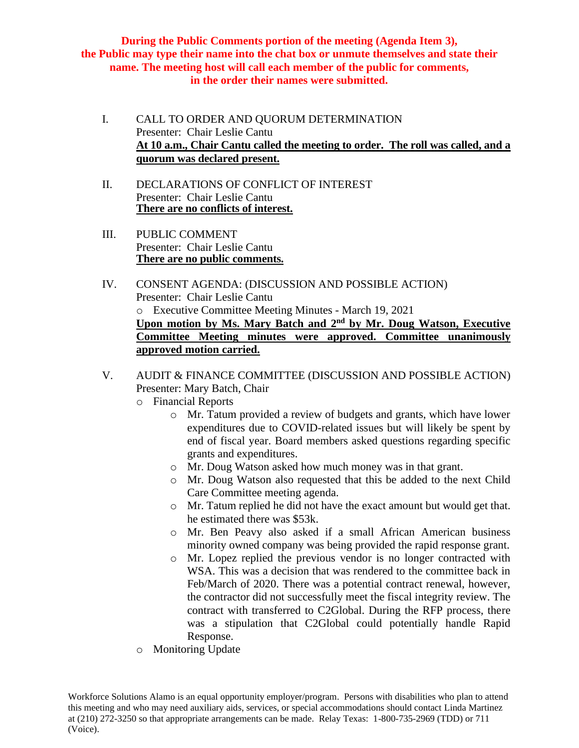**During the Public Comments portion of the meeting (Agenda Item 3), the Public may type their name into the chat box or unmute themselves and state their name. The meeting host will call each member of the public for comments, in the order their names were submitted.**

I. CALL TO ORDER AND QUORUM DETERMINATION
Presenter: Chair Leslie Cantu
**At 10 a.m., Chair Cantu called the meeting to order. The roll was called, and a quorum was declared present.**

II. DECLARATIONS OF CONFLICT OF INTEREST
Presenter: Chair Leslie Cantu
**There are no conflicts of interest.**

III. PUBLIC COMMENT
Presenter: Chair Leslie Cantu
**There are no public comments.**

IV. CONSENT AGENDA: (DISCUSSION AND POSSIBLE ACTION)
Presenter: Chair Leslie Cantu
- Executive Committee Meeting Minutes - March 19, 2021

**Upon motion by Ms. Mary Batch and 2nd by Mr. Doug Watson, Executive Committee Meeting minutes were approved. Committee unanimously approved motion carried.**

V. AUDIT & FINANCE COMMITTEE (DISCUSSION AND POSSIBLE ACTION)
Presenter: Mary Batch, Chair
- Financial Reports
  - Mr. Tatum provided a review of budgets and grants, which have lower expenditures due to COVID-related issues but will likely be spent by end of fiscal year. Board members asked questions regarding specific grants and expenditures.
  - Mr. Doug Watson asked how much money was in that grant.
  - Mr. Doug Watson also requested that this be added to the next Child Care Committee meeting agenda.
  - Mr. Tatum replied he did not have the exact amount but would get that. he estimated there was $53k.
  - Mr. Ben Peavy also asked if a small African American business minority owned company was being provided the rapid response grant.
  - Mr. Lopez replied the previous vendor is no longer contracted with WSA. This was a decision that was rendered to the committee back in Feb/March of 2020. There was a potential contract renewal, however, the contractor did not successfully meet the fiscal integrity review. The contract with transferred to C2Global. During the RFP process, there was a stipulation that C2Global could potentially handle Rapid Response.
- Monitoring Update

Workforce Solutions Alamo is an equal opportunity employer/program. Persons with disabilities who plan to attend this meeting and who may need auxiliary aids, services, or special accommodations should contact Linda Martinez at (210) 272-3250 so that appropriate arrangements can be made. Relay Texas: 1-800-735-2969 (TDD) or 711 (Voice).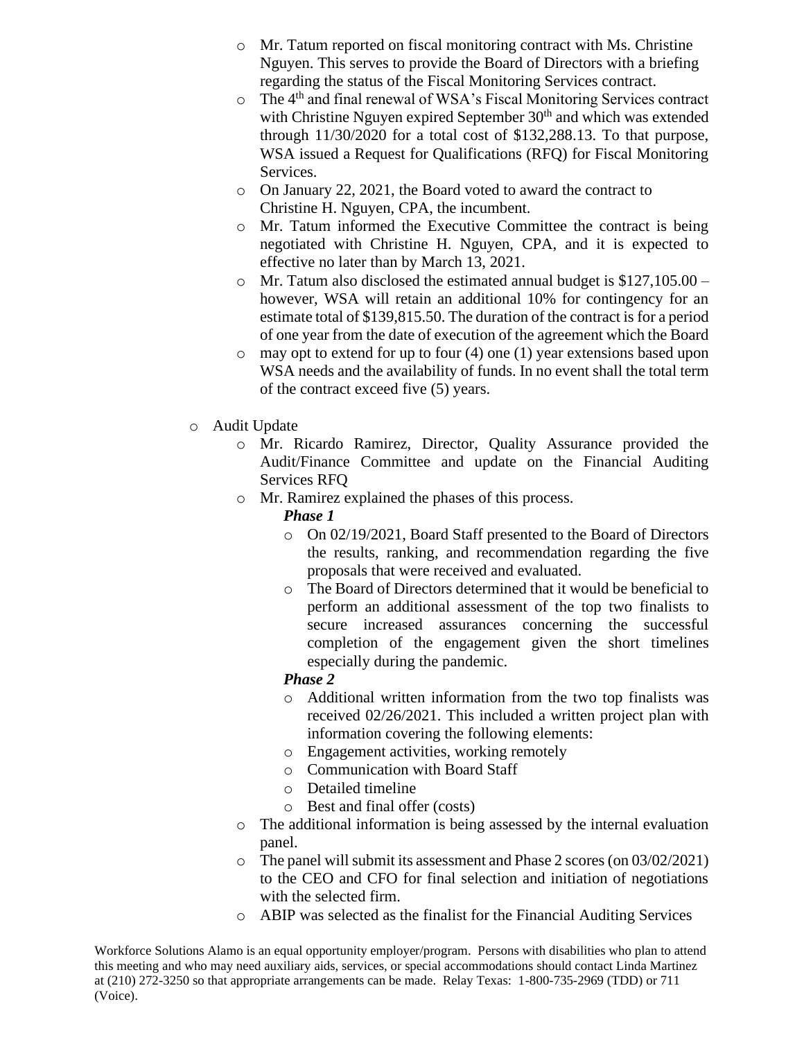- Mr. Tatum reported on fiscal monitoring contract with Ms. Christine Nguyen. This serves to provide the Board of Directors with a briefing regarding the status of the Fiscal Monitoring Services contract.
- The 4th and final renewal of WSA's Fiscal Monitoring Services contract with Christine Nguyen expired September 30th and which was extended through 11/30/2020 for a total cost of $132,288.13. To that purpose, WSA issued a Request for Qualifications (RFQ) for Fiscal Monitoring Services.
- On January 22, 2021, the Board voted to award the contract to Christine H. Nguyen, CPA, the incumbent.
- Mr. Tatum informed the Executive Committee the contract is being negotiated with Christine H. Nguyen, CPA, and it is expected to effective no later than by March 13, 2021.
- Mr. Tatum also disclosed the estimated annual budget is $127,105.00 – however, WSA will retain an additional 10% for contingency for an estimate total of $139,815.50. The duration of the contract is for a period of one year from the date of execution of the agreement which the Board
- may opt to extend for up to four (4) one (1) year extensions based upon WSA needs and the availability of funds. In no event shall the total term of the contract exceed five (5) years.

- Audit Update
  - Mr. Ricardo Ramirez, Director, Quality Assurance provided the Audit/Finance Committee and update on the Financial Auditing Services RFQ
  - Mr. Ramirez explained the phases of this process.

    ***Phase 1***

    - On 02/19/2021, Board Staff presented to the Board of Directors the results, ranking, and recommendation regarding the five proposals that were received and evaluated.
    - The Board of Directors determined that it would be beneficial to perform an additional assessment of the top two finalists to secure increased assurances concerning the successful completion of the engagement given the short timelines especially during the pandemic.

    ***Phase 2***

    - Additional written information from the two top finalists was received 02/26/2021. This included a written project plan with information covering the following elements:
    - Engagement activities, working remotely
    - Communication with Board Staff
    - Detailed timeline
    - Best and final offer (costs)
  - The additional information is being assessed by the internal evaluation panel.
  - The panel will submit its assessment and Phase 2 scores (on 03/02/2021) to the CEO and CFO for final selection and initiation of negotiations with the selected firm.
  - ABIP was selected as the finalist for the Financial Auditing Services

Workforce Solutions Alamo is an equal opportunity employer/program. Persons with disabilities who plan to attend this meeting and who may need auxiliary aids, services, or special accommodations should contact Linda Martinez at (210) 272-3250 so that appropriate arrangements can be made. Relay Texas: 1-800-735-2969 (TDD) or 711 (Voice).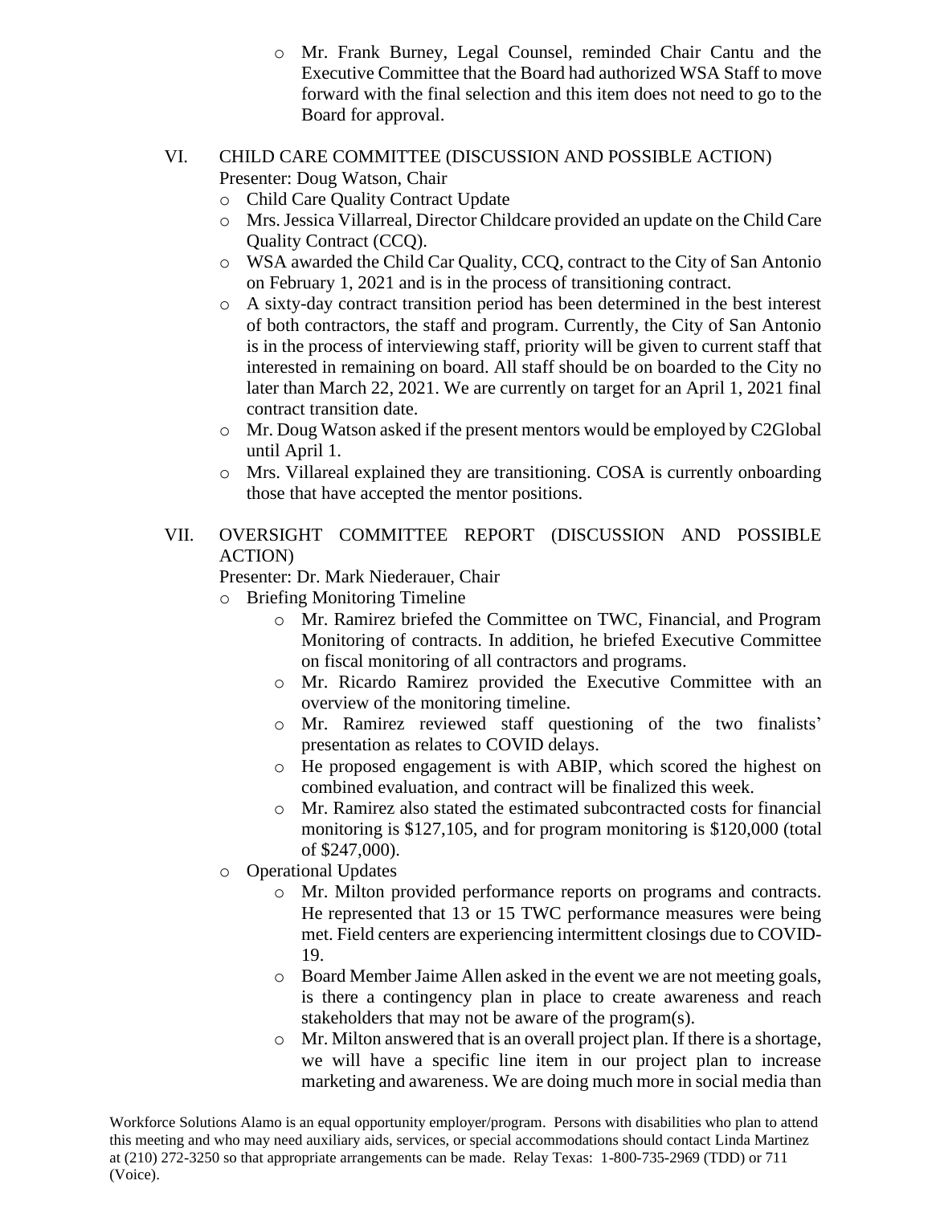- Mr. Frank Burney, Legal Counsel, reminded Chair Cantu and the Executive Committee that the Board had authorized WSA Staff to move forward with the final selection and this item does not need to go to the Board for approval.

VI. CHILD CARE COMMITTEE (DISCUSSION AND POSSIBLE ACTION)
Presenter: Doug Watson, Chair

- Child Care Quality Contract Update
- Mrs. Jessica Villarreal, Director Childcare provided an update on the Child Care Quality Contract (CCQ).
- WSA awarded the Child Car Quality, CCQ, contract to the City of San Antonio on February 1, 2021 and is in the process of transitioning contract.
- A sixty-day contract transition period has been determined in the best interest of both contractors, the staff and program. Currently, the City of San Antonio is in the process of interviewing staff, priority will be given to current staff that interested in remaining on board. All staff should be on boarded to the City no later than March 22, 2021. We are currently on target for an April 1, 2021 final contract transition date.
- Mr. Doug Watson asked if the present mentors would be employed by C2Global until April 1.
- Mrs. Villareal explained they are transitioning. COSA is currently onboarding those that have accepted the mentor positions.

VII. OVERSIGHT COMMITTEE REPORT (DISCUSSION AND POSSIBLE ACTION)
Presenter: Dr. Mark Niederauer, Chair

- Briefing Monitoring Timeline
  - Mr. Ramirez briefed the Committee on TWC, Financial, and Program Monitoring of contracts. In addition, he briefed Executive Committee on fiscal monitoring of all contractors and programs.
  - Mr. Ricardo Ramirez provided the Executive Committee with an overview of the monitoring timeline.
  - Mr. Ramirez reviewed staff questioning of the two finalists' presentation as relates to COVID delays.
  - He proposed engagement is with ABIP, which scored the highest on combined evaluation, and contract will be finalized this week.
  - Mr. Ramirez also stated the estimated subcontracted costs for financial monitoring is $127,105, and for program monitoring is $120,000 (total of $247,000).
- Operational Updates
  - Mr. Milton provided performance reports on programs and contracts. He represented that 13 or 15 TWC performance measures were being met. Field centers are experiencing intermittent closings due to COVID-19.
  - Board Member Jaime Allen asked in the event we are not meeting goals, is there a contingency plan in place to create awareness and reach stakeholders that may not be aware of the program(s).
  - Mr. Milton answered that is an overall project plan. If there is a shortage, we will have a specific line item in our project plan to increase marketing and awareness. We are doing much more in social media than

Workforce Solutions Alamo is an equal opportunity employer/program. Persons with disabilities who plan to attend this meeting and who may need auxiliary aids, services, or special accommodations should contact Linda Martinez at (210) 272-3250 so that appropriate arrangements can be made. Relay Texas: 1-800-735-2969 (TDD) or 711 (Voice).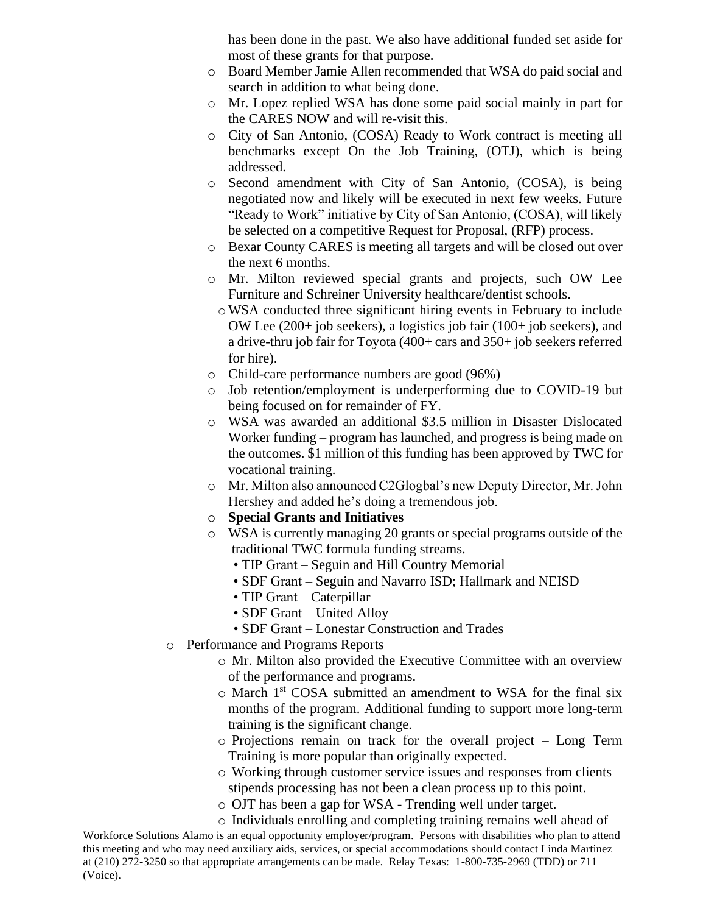has been done in the past. We also have additional funded set aside for most of these grants for that purpose.

- Board Member Jamie Allen recommended that WSA do paid social and search in addition to what being done.
- Mr. Lopez replied WSA has done some paid social mainly in part for the CARES NOW and will re-visit this.
- City of San Antonio, (COSA) Ready to Work contract is meeting all benchmarks except On the Job Training, (OTJ), which is being addressed.
- Second amendment with City of San Antonio, (COSA), is being negotiated now and likely will be executed in next few weeks. Future "Ready to Work" initiative by City of San Antonio, (COSA), will likely be selected on a competitive Request for Proposal, (RFP) process.
- Bexar County CARES is meeting all targets and will be closed out over the next 6 months.
- Mr. Milton reviewed special grants and projects, such OW Lee Furniture and Schreiner University healthcare/dentist schools.
- WSA conducted three significant hiring events in February to include OW Lee (200+ job seekers), a logistics job fair (100+ job seekers), and a drive-thru job fair for Toyota (400+ cars and 350+ job seekers referred for hire).
- Child-care performance numbers are good (96%)
- Job retention/employment is underperforming due to COVID-19 but being focused on for remainder of FY.
- WSA was awarded an additional $3.5 million in Disaster Dislocated Worker funding – program has launched, and progress is being made on the outcomes. $1 million of this funding has been approved by TWC for vocational training.
- Mr. Milton also announced C2Glogbal's new Deputy Director, Mr. John Hershey and added he's doing a tremendous job.
- **Special Grants and Initiatives**
- WSA is currently managing 20 grants or special programs outside of the traditional TWC formula funding streams.
  - TIP Grant – Seguin and Hill Country Memorial
  - SDF Grant – Seguin and Navarro ISD; Hallmark and NEISD
  - TIP Grant – Caterpillar
  - SDF Grant – United Alloy
  - SDF Grant – Lonestar Construction and Trades

- Performance and Programs Reports
  - Mr. Milton also provided the Executive Committee with an overview of the performance and programs.
  - March 1st COSA submitted an amendment to WSA for the final six months of the program. Additional funding to support more long-term training is the significant change.
  - Projections remain on track for the overall project – Long Term Training is more popular than originally expected.
  - Working through customer service issues and responses from clients – stipends processing has not been a clean process up to this point.
  - OJT has been a gap for WSA - Trending well under target.
  - Individuals enrolling and completing training remains well ahead of

Workforce Solutions Alamo is an equal opportunity employer/program. Persons with disabilities who plan to attend this meeting and who may need auxiliary aids, services, or special accommodations should contact Linda Martinez at (210) 272-3250 so that appropriate arrangements can be made. Relay Texas: 1-800-735-2969 (TDD) or 711 (Voice).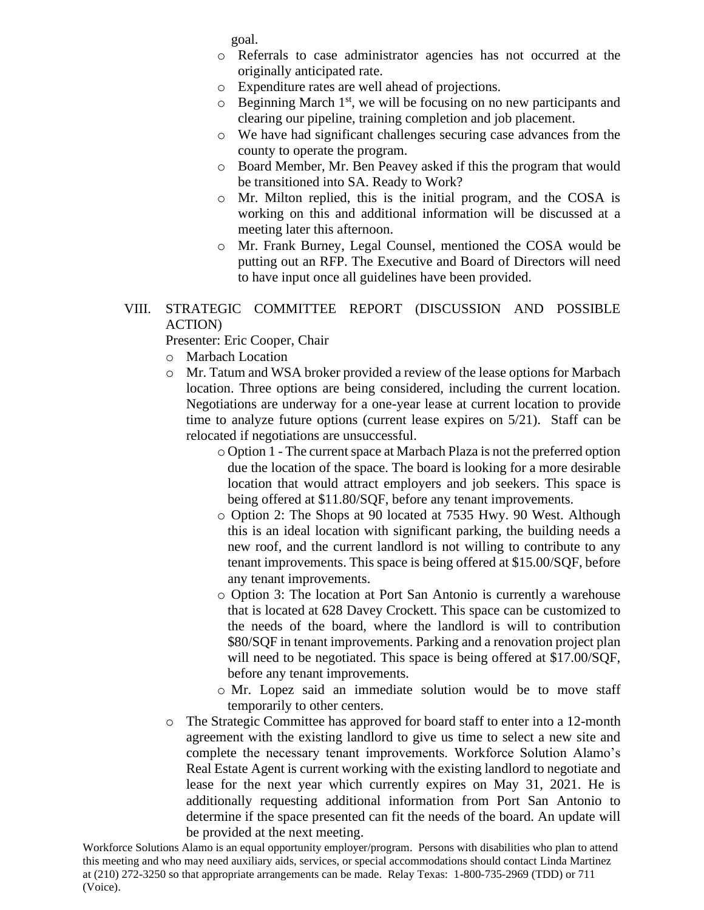goal.

- Referrals to case administrator agencies has not occurred at the originally anticipated rate.
- Expenditure rates are well ahead of projections.
- Beginning March 1st, we will be focusing on no new participants and clearing our pipeline, training completion and job placement.
- We have had significant challenges securing case advances from the county to operate the program.
- Board Member, Mr. Ben Peavey asked if this the program that would be transitioned into SA. Ready to Work?
- Mr. Milton replied, this is the initial program, and the COSA is working on this and additional information will be discussed at a meeting later this afternoon.
- Mr. Frank Burney, Legal Counsel, mentioned the COSA would be putting out an RFP. The Executive and Board of Directors will need to have input once all guidelines have been provided.

## VIII. STRATEGIC COMMITTEE REPORT (DISCUSSION AND POSSIBLE ACTION)

Presenter: Eric Cooper, Chair

- Marbach Location
- Mr. Tatum and WSA broker provided a review of the lease options for Marbach location. Three options are being considered, including the current location. Negotiations are underway for a one-year lease at current location to provide time to analyze future options (current lease expires on 5/21). Staff can be relocated if negotiations are unsuccessful.
  - Option 1 - The current space at Marbach Plaza is not the preferred option due the location of the space. The board is looking for a more desirable location that would attract employers and job seekers. This space is being offered at $11.80/SQF, before any tenant improvements.
  - Option 2: The Shops at 90 located at 7535 Hwy. 90 West. Although this is an ideal location with significant parking, the building needs a new roof, and the current landlord is not willing to contribute to any tenant improvements. This space is being offered at $15.00/SQF, before any tenant improvements.
  - Option 3: The location at Port San Antonio is currently a warehouse that is located at 628 Davey Crockett. This space can be customized to the needs of the board, where the landlord is will to contribution $80/SQF in tenant improvements. Parking and a renovation project plan will need to be negotiated. This space is being offered at $17.00/SQF, before any tenant improvements.
  - Mr. Lopez said an immediate solution would be to move staff temporarily to other centers.
- The Strategic Committee has approved for board staff to enter into a 12-month agreement with the existing landlord to give us time to select a new site and complete the necessary tenant improvements. Workforce Solution Alamo's Real Estate Agent is current working with the existing landlord to negotiate and lease for the next year which currently expires on May 31, 2021. He is additionally requesting additional information from Port San Antonio to determine if the space presented can fit the needs of the board. An update will be provided at the next meeting.

Workforce Solutions Alamo is an equal opportunity employer/program. Persons with disabilities who plan to attend this meeting and who may need auxiliary aids, services, or special accommodations should contact Linda Martinez at (210) 272-3250 so that appropriate arrangements can be made. Relay Texas: 1-800-735-2969 (TDD) or 711 (Voice).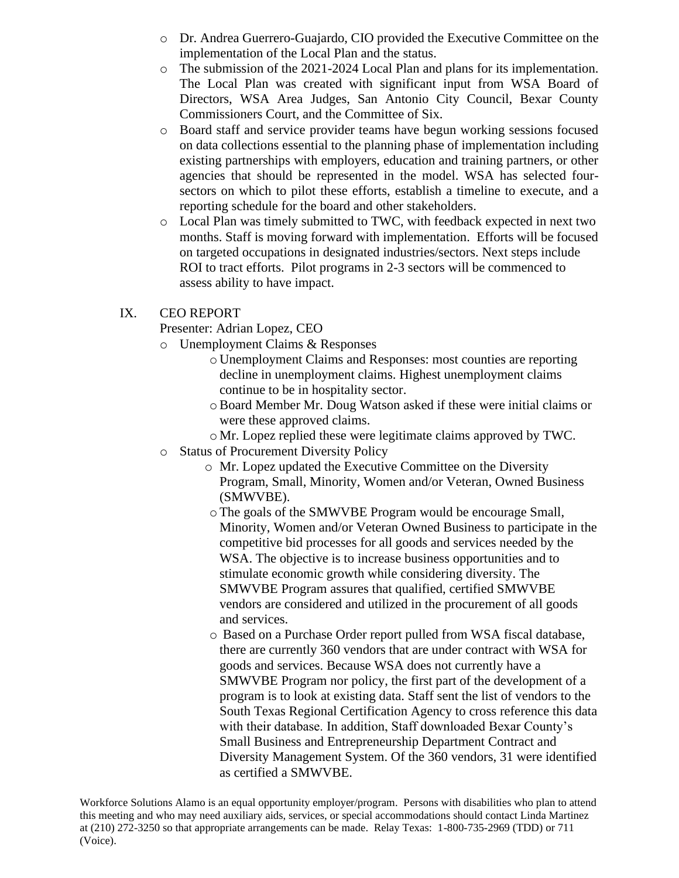- Dr. Andrea Guerrero-Guajardo, CIO provided the Executive Committee on the implementation of the Local Plan and the status.
- The submission of the 2021-2024 Local Plan and plans for its implementation. The Local Plan was created with significant input from WSA Board of Directors, WSA Area Judges, San Antonio City Council, Bexar County Commissioners Court, and the Committee of Six.
- Board staff and service provider teams have begun working sessions focused on data collections essential to the planning phase of implementation including existing partnerships with employers, education and training partners, or other agencies that should be represented in the model. WSA has selected four-sectors on which to pilot these efforts, establish a timeline to execute, and a reporting schedule for the board and other stakeholders.
- Local Plan was timely submitted to TWC, with feedback expected in next two months. Staff is moving forward with implementation. Efforts will be focused on targeted occupations in designated industries/sectors. Next steps include ROI to tract efforts. Pilot programs in 2-3 sectors will be commenced to assess ability to have impact.

IX. CEO REPORT

Presenter: Adrian Lopez, CEO

- Unemployment Claims & Responses
  - Unemployment Claims and Responses: most counties are reporting decline in unemployment claims. Highest unemployment claims continue to be in hospitality sector.
  - Board Member Mr. Doug Watson asked if these were initial claims or were these approved claims.
  - Mr. Lopez replied these were legitimate claims approved by TWC.
- Status of Procurement Diversity Policy
  - Mr. Lopez updated the Executive Committee on the Diversity Program, Small, Minority, Women and/or Veteran, Owned Business (SMWVBE).
  - The goals of the SMWVBE Program would be encourage Small, Minority, Women and/or Veteran Owned Business to participate in the competitive bid processes for all goods and services needed by the WSA. The objective is to increase business opportunities and to stimulate economic growth while considering diversity. The SMWVBE Program assures that qualified, certified SMWVBE vendors are considered and utilized in the procurement of all goods and services.
  - Based on a Purchase Order report pulled from WSA fiscal database, there are currently 360 vendors that are under contract with WSA for goods and services. Because WSA does not currently have a SMWVBE Program nor policy, the first part of the development of a program is to look at existing data. Staff sent the list of vendors to the South Texas Regional Certification Agency to cross reference this data with their database. In addition, Staff downloaded Bexar County's Small Business and Entrepreneurship Department Contract and Diversity Management System. Of the 360 vendors, 31 were identified as certified a SMWVBE.

Workforce Solutions Alamo is an equal opportunity employer/program. Persons with disabilities who plan to attend this meeting and who may need auxiliary aids, services, or special accommodations should contact Linda Martinez at (210) 272-3250 so that appropriate arrangements can be made. Relay Texas: 1-800-735-2969 (TDD) or 711 (Voice).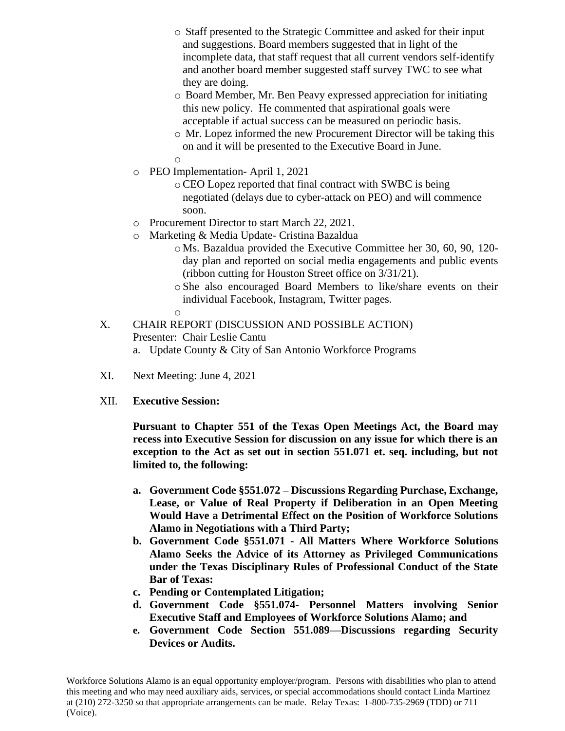- Staff presented to the Strategic Committee and asked for their input and suggestions. Board members suggested that in light of the incomplete data, that staff request that all current vendors self-identify and another board member suggested staff survey TWC to see what they are doing.
    - Board Member, Mr. Ben Peavy expressed appreciation for initiating this new policy. He commented that aspirational goals were acceptable if actual success can be measured on periodic basis.
    - Mr. Lopez informed the new Procurement Director will be taking this on and it will be presented to the Executive Board in June.
- PEO Implementation- April 1, 2021
    - CEO Lopez reported that final contract with SWBC is being negotiated (delays due to cyber-attack on PEO) and will commence soon.
- Procurement Director to start March 22, 2021.
- Marketing & Media Update- Cristina Bazaldua
    - Ms. Bazaldua provided the Executive Committee her 30, 60, 90, 120-day plan and reported on social media engagements and public events (ribbon cutting for Houston Street office on 3/31/21).
    - She also encouraged Board Members to like/share events on their individual Facebook, Instagram, Twitter pages.

X. CHAIR REPORT (DISCUSSION AND POSSIBLE ACTION)
Presenter: Chair Leslie Cantu

a. Update County & City of San Antonio Workforce Programs

XI. Next Meeting: June 4, 2021

XII. **Executive Session:**

**Pursuant to Chapter 551 of the Texas Open Meetings Act, the Board may recess into Executive Session for discussion on any issue for which there is an exception to the Act as set out in section 551.071 et. seq. including, but not limited to, the following:**

**a. Government Code §551.072 – Discussions Regarding Purchase, Exchange, Lease, or Value of Real Property if Deliberation in an Open Meeting Would Have a Detrimental Effect on the Position of Workforce Solutions Alamo in Negotiations with a Third Party;**

**b. Government Code §551.071 - All Matters Where Workforce Solutions Alamo Seeks the Advice of its Attorney as Privileged Communications under the Texas Disciplinary Rules of Professional Conduct of the State Bar of Texas:**

**c. Pending or Contemplated Litigation;**

**d. Government Code §551.074- Personnel Matters involving Senior Executive Staff and Employees of Workforce Solutions Alamo; and**

**e. Government Code Section 551.089—Discussions regarding Security Devices or Audits.**

Workforce Solutions Alamo is an equal opportunity employer/program. Persons with disabilities who plan to attend this meeting and who may need auxiliary aids, services, or special accommodations should contact Linda Martinez at (210) 272-3250 so that appropriate arrangements can be made. Relay Texas: 1-800-735-2969 (TDD) or 711 (Voice).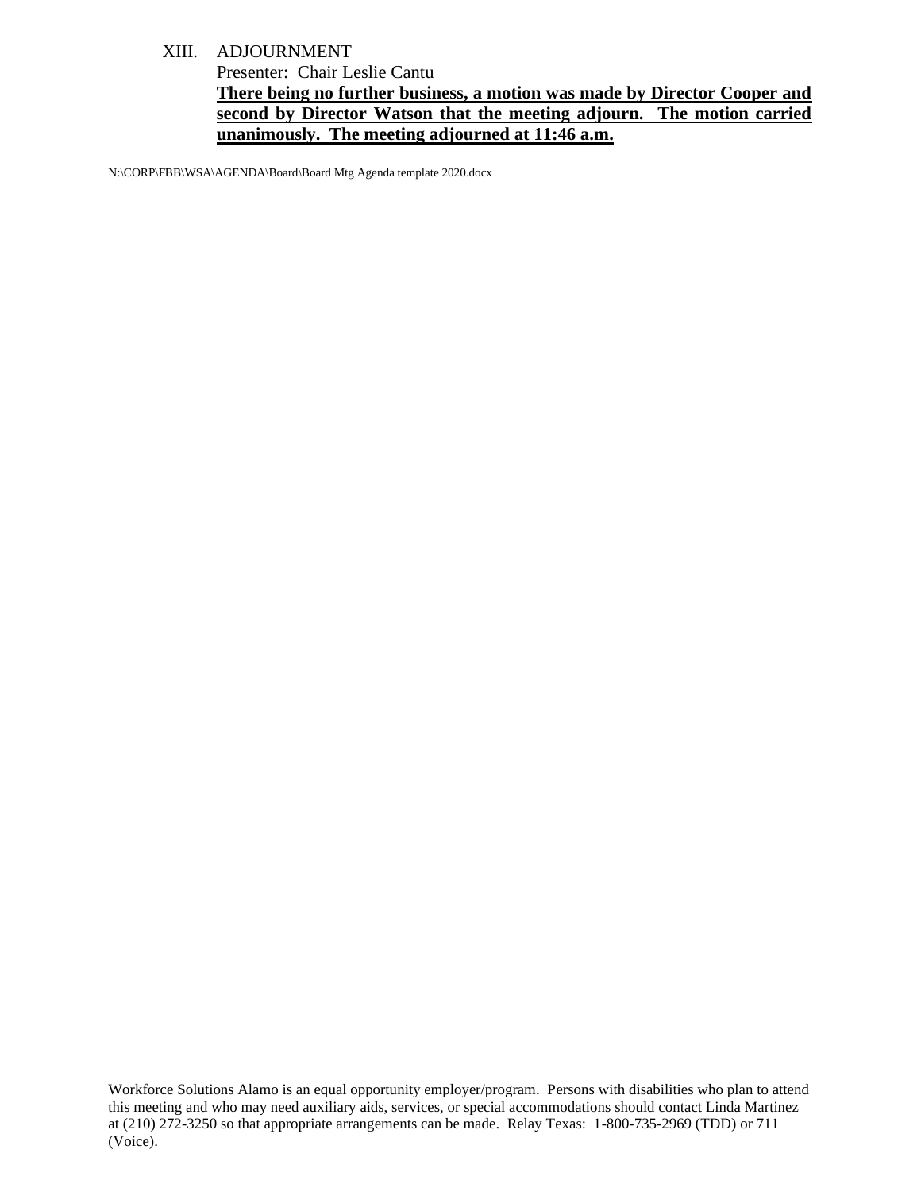XIII. ADJOURNMENT
Presenter: Chair Leslie Cantu
**There being no further business, a motion was made by Director Cooper and second by Director Watson that the meeting adjourn. The motion carried unanimously. The meeting adjourned at 11:46 a.m.**

N:\CORP\FBB\WSA\AGENDA\Board\Board Mtg Agenda template 2020.docx

Workforce Solutions Alamo is an equal opportunity employer/program. Persons with disabilities who plan to attend this meeting and who may need auxiliary aids, services, or special accommodations should contact Linda Martinez at (210) 272-3250 so that appropriate arrangements can be made. Relay Texas: 1-800-735-2969 (TDD) or 711 (Voice).